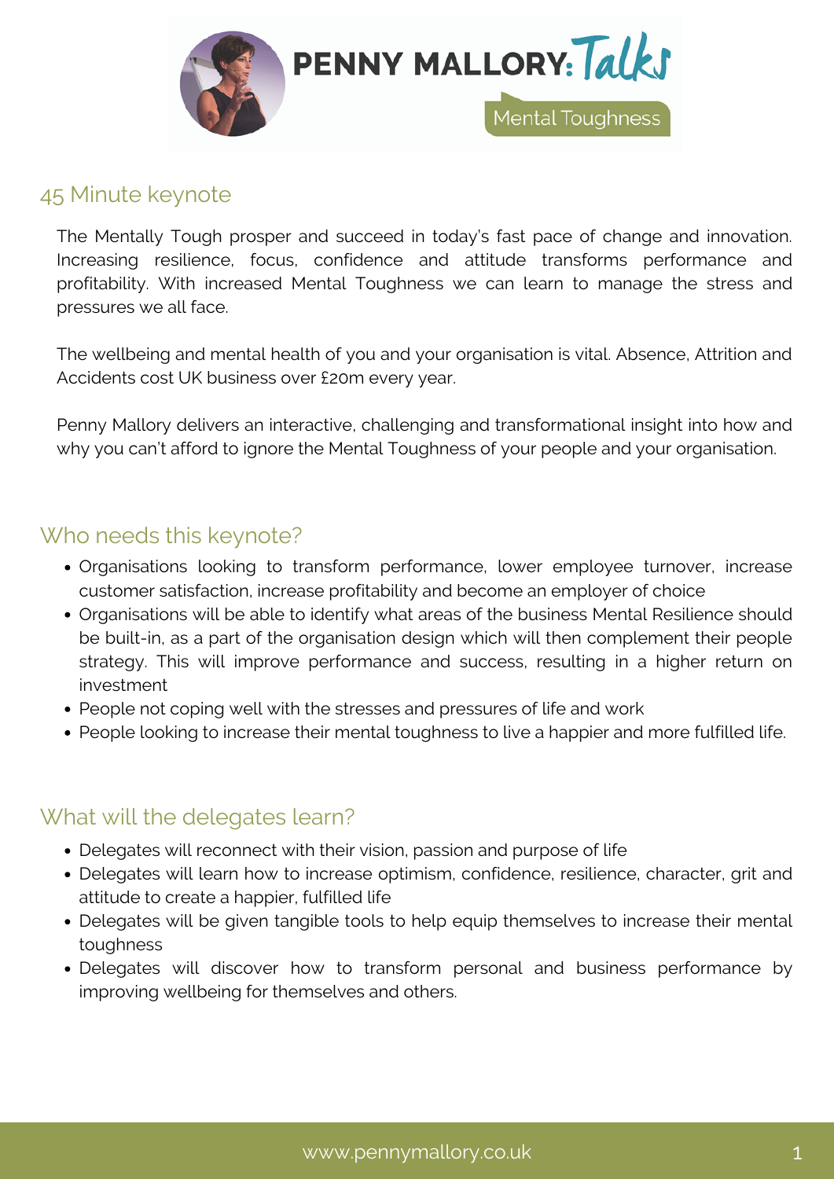# PENNY MALLORY: Talks

Mental Toughness

## 45 Minute keynote

The Mentally Tough prosper and succeed in today's fast pace of change and innovation. Increasing resilience, focus, confidence and attitude transforms performance and profitability. With increased Mental Toughness we can learn to manage the stress and pressures we all face.

The wellbeing and mental health of you and your organisation is vital. Absence, Attrition and Accidents cost UK business over £20m every year.

Penny Mallory delivers an interactive, challenging and transformational insight into how and why you can't afford to ignore the Mental Toughness of your people and your organisation.

## Who needs this keynote?

- Organisations looking to transform performance, lower employee turnover, increase customer satisfaction, increase profitability and become an employer of choice
- Organisations will be able to identify what areas of the business Mental Resilience should be built-in, as a part of the organisation design which will then complement their people strategy. This will improve performance and success, resulting in a higher return on investment
- People not coping well with the stresses and pressures of life and work
- People looking to increase their mental toughness to live a happier and more fulfilled life.

## What will the delegates learn?

- Delegates will reconnect with their vision, passion and purpose of life
- Delegates will learn how to increase optimism, confidence, resilience, character, grit and attitude to create a happier, fulfilled life
- Delegates will be given tangible tools to help equip themselves to increase their mental toughness
- Delegates will discover how to transform personal and business performance by improving wellbeing for themselves and others.

www.pennymallory.co.uk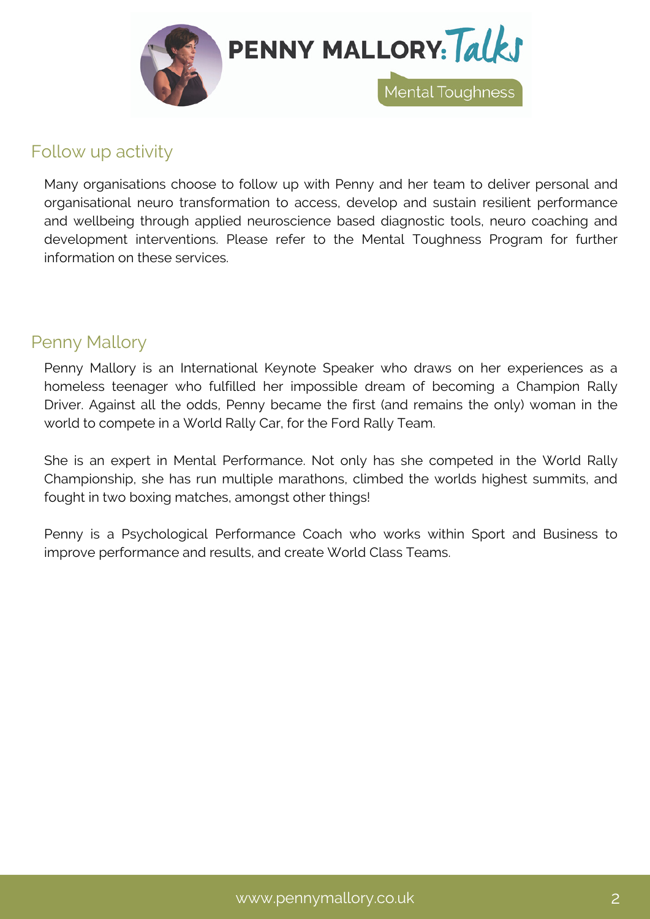## Follow up activity

Many organisations choose to follow up with Penny and her team to deliver personal and organisational neuro transformation to access, develop and sustain resilient performance and wellbeing through applied neuroscience based diagnostic tools, neuro coaching and development interventions. Please refer to the Mental Toughness Program for further information on these services.

## Penny Mallory

Penny Mallory is an International Keynote Speaker who draws on her experiences as a homeless teenager who fulfilled her impossible dream of becoming a Champion Rally Driver. Against all the odds, Penny became the first (and remains the only) woman in the world to compete in a World Rally Car, for the Ford Rally Team.

She is an expert in Mental Performance. Not only has she competed in the World Rally Championship, she has run multiple marathons, climbed the worlds highest summits, and fought in two boxing matches, amongst other things!

Penny is a Psychological Performance Coach who works within Sport and Business to improve performance and results, and create World Class Teams.